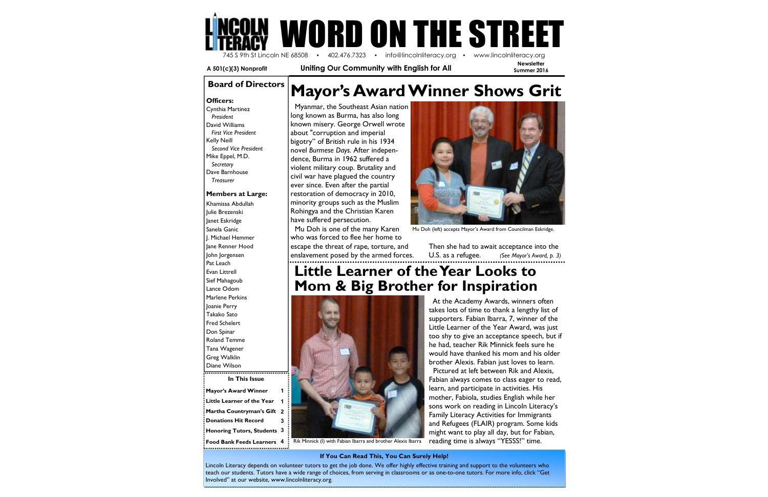# LINCOLN LITERACY WORD ON THE STREET

745 S 9th St Lincoln NE 68508 • 402.476.7323 • info@lincolnliteracy.org • www.lincolnliteracy.org

**A 501(c)(3) Nonprofit** **Uniting Our Community with English for All** **Newsletter Summer 2016**

## Board of Directors

**Officers:**

Cynthia Martinez
*President*
David Williams
*First Vice President*
Kelly Neill
*Second Vice President*
Mike Eppel, M.D.
*Secretary*
Dave Barnhouse
*Treasurer*

**Members at Large:**

Khamissa Abdullah
Julie Brezenski
Janet Eskridge
Sanela Ganic
J. Michael Hemmer
Jane Renner Hood
John Jorgensen
Pat Leach
Evan Littrell
Sief Mahagoub
Lance Odom
Marlene Perkins
Joanie Perry
Takako Sato
Fred Schelert
Don Spinar
Roland Temme
Tana Wagener
Greg Walklin
Diane Wilson

**In This Issue**

| | |
|---|---|
| Mayor's Award Winner | 1 |
| Little Learner of the Year | 1 |
| Martha Countryman's Gift | 2 |
| Donations Hit Record | 3 |
| Honoring Tutors, Students | 3 |
| Food Bank Feeds Learners | 4 |

# Mayor's Award Winner Shows Grit

Myanmar, the Southeast Asian nation long known as Burma, has also long known misery. George Orwell wrote about "corruption and imperial bigotry" of British rule in his 1934 novel *Burmese Days.* After independence, Burma in 1962 suffered a violent military coup. Brutality and civil war have plagued the country ever since. Even after the partial restoration of democracy in 2010, minority groups such as the Muslim Rohingya and the Christian Karen have suffered persecution.

Mu Doh is one of the many Karen who was forced to flee her home to escape the threat of rape, torture, and enslavement posed by the armed forces.

Mu Doh (left) accepts Mayor's Award from Councilman Eskridge.

Then she had to await acceptance into the U.S. as a refugee. *(See Mayor's Award, p. 3)*

# Little Learner of the Year Looks to Mom & Big Brother for Inspiration

Rik Minnick (l) with Fabian Ibarra and brother Alexis Ibarra

At the Academy Awards, winners often takes lots of time to thank a lengthy list of supporters. Fabian Ibarra, 7, winner of the Little Learner of the Year Award, was just too shy to give an acceptance speech, but if he had, teacher Rik Minnick feels sure he would have thanked his mom and his older brother Alexis. Fabian just loves to learn.

Pictured at left between Rik and Alexis, Fabian always comes to class eager to read, learn, and participate in activities. His mother, Fabiola, studies English while her sons work on reading in Lincoln Literacy's Family Literacy Activities for Immigrants and Refugees (FLAIR) program. Some kids might want to play all day, but for Fabian, reading time is always "YESSS!" time.

**If You Can Read This, You Can Surely Help!**

Lincoln Literacy depends on volunteer tutors to get the job done. We offer highly effective training and support to the volunteers who teach our students. Tutors have a wide range of choices, from serving in classrooms or as one-to-one tutors. For more info, click "Get Involved" at our website, www.lincolnliteracy.org.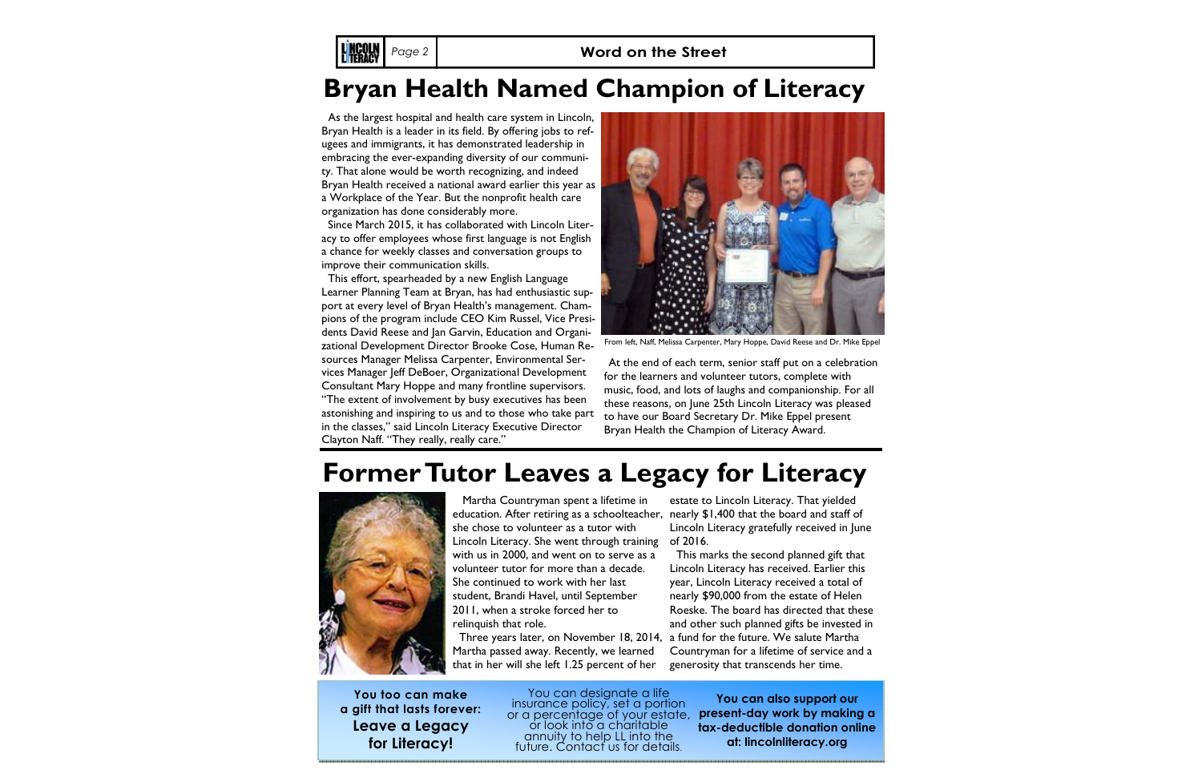# Bryan Health Named Champion of Literacy

As the largest hospital and health care system in Lincoln, Bryan Health is a leader in its field. By offering jobs to refugees and immigrants, it has demonstrated leadership in embracing the ever-expanding diversity of our community. That alone would be worth recognizing, and indeed Bryan Health received a national award earlier this year as a Workplace of the Year. But the nonprofit health care organization has done considerably more.

Since March 2015, it has collaborated with Lincoln Literacy to offer employees whose first language is not English a chance for weekly classes and conversation groups to improve their communication skills.

This effort, spearheaded by a new English Language Learner Planning Team at Bryan, has had enthusiastic support at every level of Bryan Health's management. Champions of the program include CEO Kim Russel, Vice Presidents David Reese and Jan Garvin, Education and Organizational Development Director Brooke Cose, Human Resources Manager Melissa Carpenter, Environmental Services Manager Jeff DeBoer, Organizational Development Consultant Mary Hoppe and many frontline supervisors. "The extent of involvement by busy executives has been astonishing and inspiring to us and to those who take part in the classes," said Lincoln Literacy Executive Director Clayton Naff. "They really, really care."

From left, Naff, Melissa Carpenter, Mary Hoppe, David Reese and Dr. Mike Eppel

At the end of each term, senior staff put on a celebration for the learners and volunteer tutors, complete with music, food, and lots of laughs and companionship. For all these reasons, on June 25th Lincoln Literacy was pleased to have our Board Secretary Dr. Mike Eppel present Bryan Health the Champion of Literacy Award.

# Former Tutor Leaves a Legacy for Literacy

Martha Countryman spent a lifetime in education. After retiring as a schoolteacher, she chose to volunteer as a tutor with Lincoln Literacy. She went through training with us in 2000, and went on to serve as a volunteer tutor for more than a decade. She continued to work with her last student, Brandi Havel, until September 2011, when a stroke forced her to relinquish that role.

Three years later, on November 18, 2014, Martha passed away. Recently, we learned that in her will she left 1.25 percent of her estate to Lincoln Literacy. That yielded nearly $1,400 that the board and staff of Lincoln Literacy gratefully received in June of 2016.

This marks the second planned gift that Lincoln Literacy has received. Earlier this year, Lincoln Literacy received a total of nearly $90,000 from the estate of Helen Roeske. The board has directed that these and other such planned gifts be invested in a fund for the future. We salute Martha Countryman for a lifetime of service and a generosity that transcends her time.

**You too can make a gift that lasts forever: Leave a Legacy for Literacy!**

You can designate a life insurance policy, set a portion or a percentage of your estate, or look into a charitable annuity to help LL into the future. Contact us for details.

**You can also support our present-day work by making a tax-deductible donation online at: lincolnliteracy.org**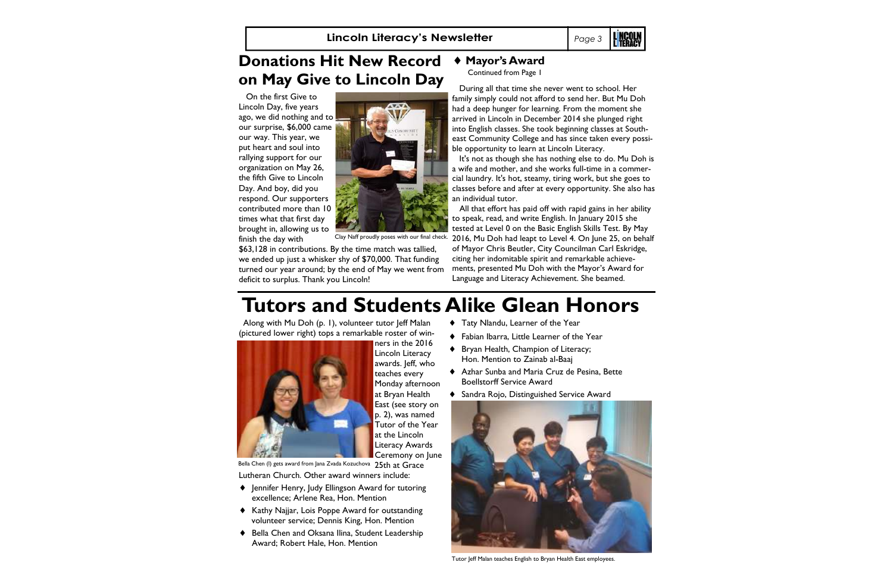# Donations Hit New Record on May Give to Lincoln Day

On the first Give to Lincoln Day, five years ago, we did nothing and to our surprise, $6,000 came our way. This year, we put heart and soul into rallying support for our organization on May 26, the fifth Give to Lincoln Day. And boy, did you respond. Our supporters contributed more than 10 times what that first day brought in, allowing us to finish the day with $63,128 in contributions. By the time match was tallied, we ended up just a whisker shy of $70,000. That funding turned our year around; by the end of May we went from deficit to surplus. Thank you Lincoln!

Clay Naff proudly poses with our final check.

## ♦ Mayor's Award

Continued from Page 1

During all that time she never went to school. Her family simply could not afford to send her. But Mu Doh had a deep hunger for learning. From the moment she arrived in Lincoln in December 2014 she plunged right into English classes. She took beginning classes at Southeast Community College and has since taken every possible opportunity to learn at Lincoln Literacy.

It's not as though she has nothing else to do. Mu Doh is a wife and mother, and she works full-time in a commercial laundry. It's hot, steamy, tiring work, but she goes to classes before and after at every opportunity. She also has an individual tutor.

All that effort has paid off with rapid gains in her ability to speak, read, and write English. In January 2015 she tested at Level 0 on the Basic English Skills Test. By May 2016, Mu Doh had leapt to Level 4. On June 25, on behalf of Mayor Chris Beutler, City Councilman Carl Eskridge, citing her indomitable spirit and remarkable achievements, presented Mu Doh with the Mayor's Award for Language and Literacy Achievement. She beamed.

# Tutors and Students Alike Glean Honors

Along with Mu Doh (p. 1), volunteer tutor Jeff Malan (pictured lower right) tops a remarkable roster of winners in the 2016 Lincoln Literacy awards. Jeff, who teaches every Monday afternoon at Bryan Health East (see story on p. 2), was named Tutor of the Year at the Lincoln Literacy Awards Ceremony on June 25th at Grace Lutheran Church. Other award winners include:

Bella Chen (l) gets award from Jana Zvada Kozuchova

- Jennifer Henry, Judy Ellingson Award for tutoring excellence; Arlene Rea, Hon. Mention
- Kathy Najjar, Lois Poppe Award for outstanding volunteer service; Dennis King, Hon. Mention
- Bella Chen and Oksana Ilina, Student Leadership Award; Robert Hale, Hon. Mention
- Taty Nlandu, Learner of the Year
- Fabian Ibarra, Little Learner of the Year
- Bryan Health, Champion of Literacy; Hon. Mention to Zainab al-Baaj
- Azhar Sunba and Maria Cruz de Pesina, Bette Boellstorff Service Award
- Sandra Rojo, Distinguished Service Award

Tutor Jeff Malan teaches English to Bryan Health East employees.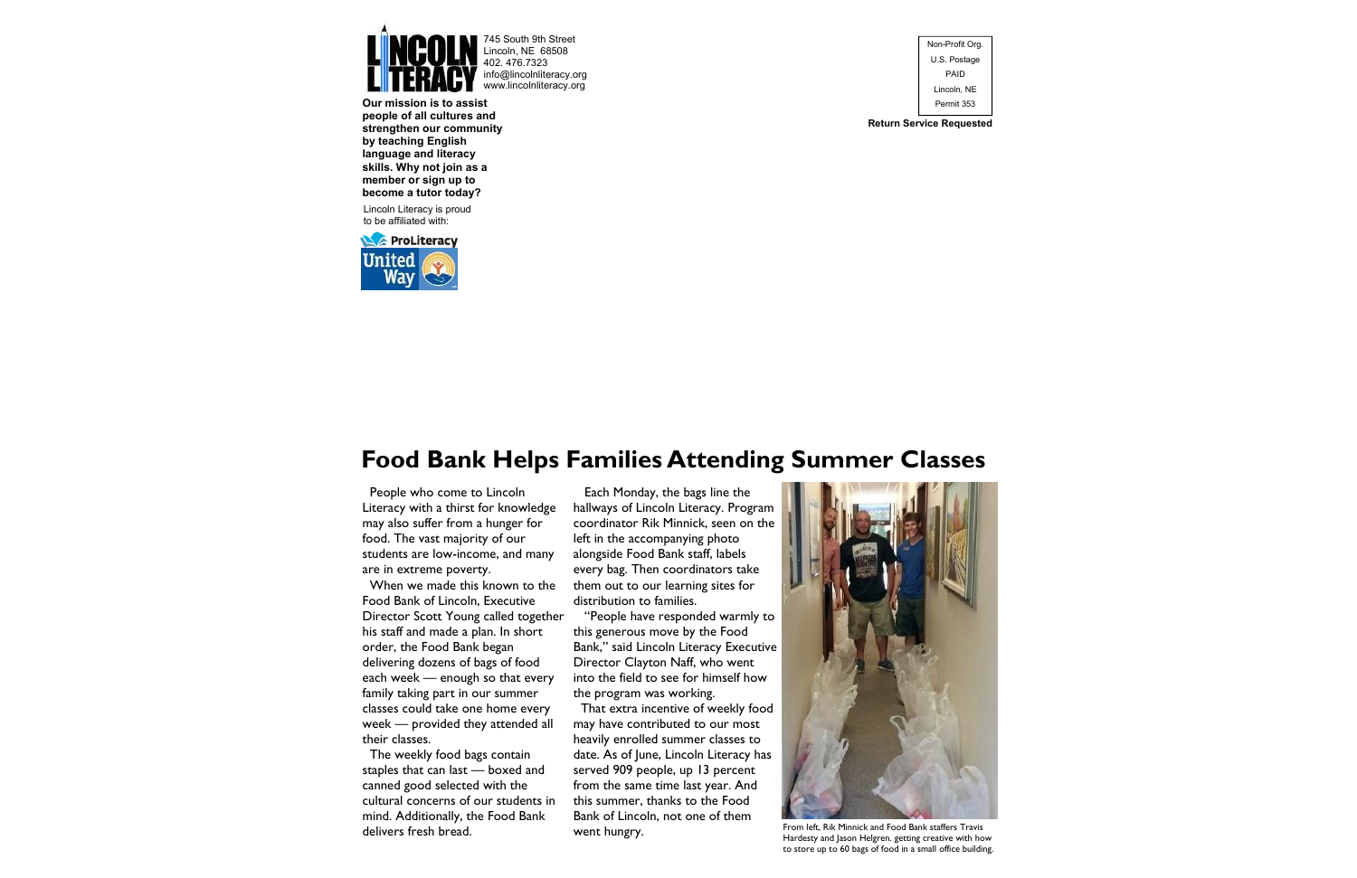LINCOLN LITERACY

745 South 9th Street
Lincoln, NE 68508
402. 476.7323
info@lincolnliteracy.org
www.lincolnliteracy.org

**Our mission is to assist people of all cultures and strengthen our community by teaching English language and literacy skills. Why not join as a member or sign up to become a tutor today?**

Lincoln Literacy is proud to be affiliated with:

ProLiteracy

United Way

Non-Profit Org.
U.S. Postage
PAID
Lincoln, NE
Permit 353

**Return Service Requested**

# Food Bank Helps Families Attending Summer Classes

People who come to Lincoln Literacy with a thirst for knowledge may also suffer from a hunger for food. The vast majority of our students are low-income, and many are in extreme poverty.

When we made this known to the Food Bank of Lincoln, Executive Director Scott Young called together his staff and made a plan. In short order, the Food Bank began delivering dozens of bags of food each week — enough so that every family taking part in our summer classes could take one home every week — provided they attended all their classes.

The weekly food bags contain staples that can last — boxed and canned good selected with the cultural concerns of our students in mind. Additionally, the Food Bank delivers fresh bread.

Each Monday, the bags line the hallways of Lincoln Literacy. Program coordinator Rik Minnick, seen on the left in the accompanying photo alongside Food Bank staff, labels every bag. Then coordinators take them out to our learning sites for distribution to families.

"People have responded warmly to this generous move by the Food Bank," said Lincoln Literacy Executive Director Clayton Naff, who went into the field to see for himself how the program was working.

That extra incentive of weekly food may have contributed to our most heavily enrolled summer classes to date. As of June, Lincoln Literacy has served 909 people, up 13 percent from the same time last year. And this summer, thanks to the Food Bank of Lincoln, not one of them went hungry.

From left, Rik Minnick and Food Bank staffers Travis Hardesty and Jason Helgren. getting creative with how to store up to 60 bags of food in a small office building.